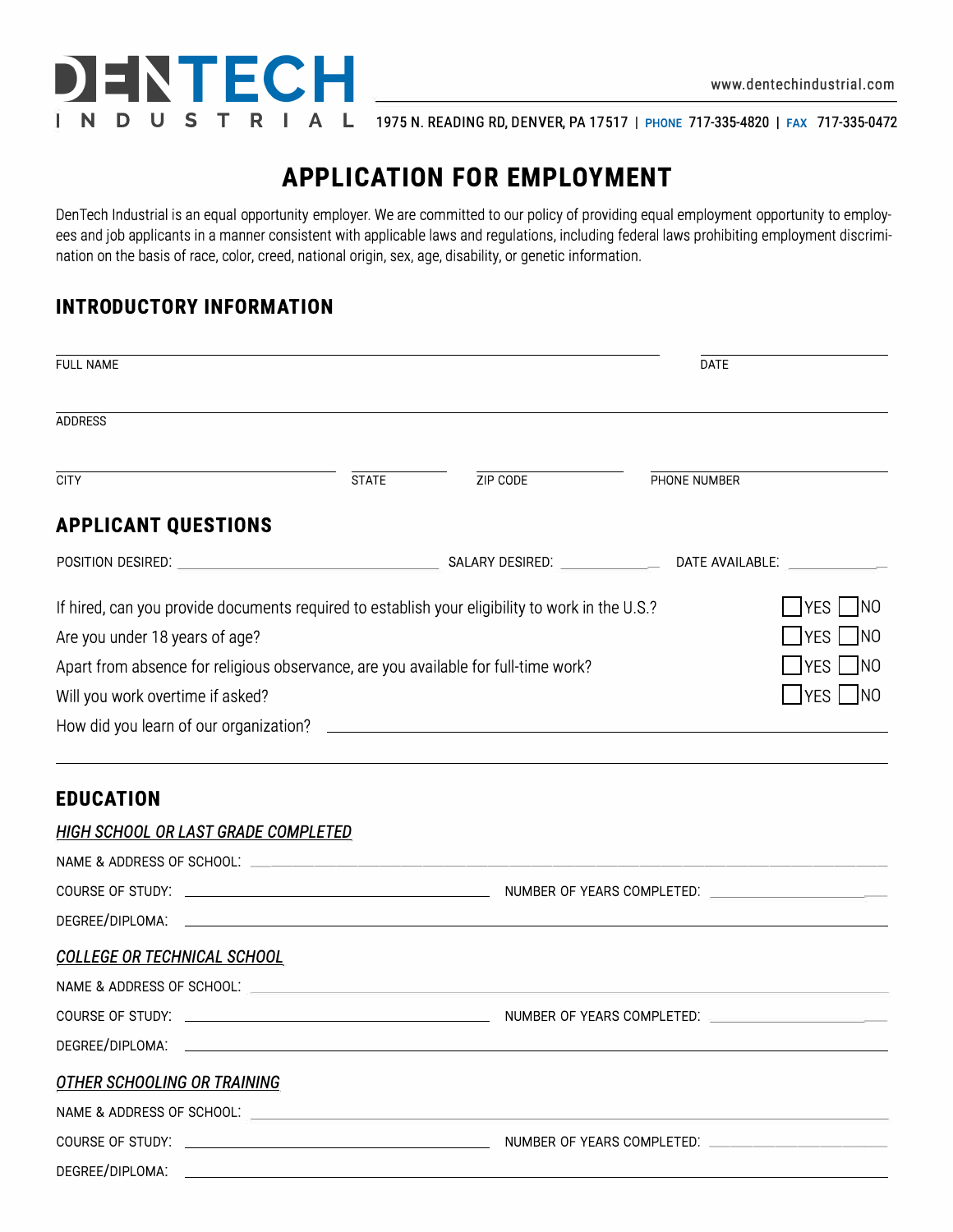**DENTECH INDUSTRIAL**

www.dentechindustrial.com

1975 N. READING RD, DENVER, PA 17517 | PHONE 717-335-4820 | FAX 717-335-0472

# APPLICATION FOR EMPLOYMENT

DenTech Industrial is an equal opportunity employer. We are committed to our policy of providing equal employment opportunity to employees and job applicants in a manner consistent with applicable laws and regulations, including federal laws prohibiting employment discrimination on the basis of race, color, creed, national origin, sex, age, disability, or genetic information.

## INTRODUCTORY INFORMATION

FULL NAME ______________________ DATE ______________________

ADDRESS ______________________

CITY ______________________ STATE ______________________ ZIP CODE ______________________ PHONE NUMBER ______________________

## APPLICANT QUESTIONS

POSITION DESIRED: ______________________ SALARY DESIRED: ______________________ DATE AVAILABLE: ______________________

If hired, can you provide documents required to establish your eligibility to work in the U.S.? ☐ YES ☐ NO

Are you under 18 years of age? ☐ YES ☐ NO

Apart from absence for religious observance, are you available for full-time work? ☐ YES ☐ NO

Will you work overtime if asked? ☐ YES ☐ NO

How did you learn of our organization? ______________________

## EDUCATION

### *HIGH SCHOOL OR LAST GRADE COMPLETED*

NAME & ADDRESS OF SCHOOL: ______________________

COURSE OF STUDY: ______________________ NUMBER OF YEARS COMPLETED: ______________________

DEGREE/DIPLOMA: ______________________

### *COLLEGE OR TECHNICAL SCHOOL*

NAME & ADDRESS OF SCHOOL: ______________________

COURSE OF STUDY: ______________________ NUMBER OF YEARS COMPLETED: ______________________

DEGREE/DIPLOMA: ______________________

### *OTHER SCHOOLING OR TRAINING*

NAME & ADDRESS OF SCHOOL: ______________________

COURSE OF STUDY: ______________________ NUMBER OF YEARS COMPLETED: ______________________

DEGREE/DIPLOMA: ______________________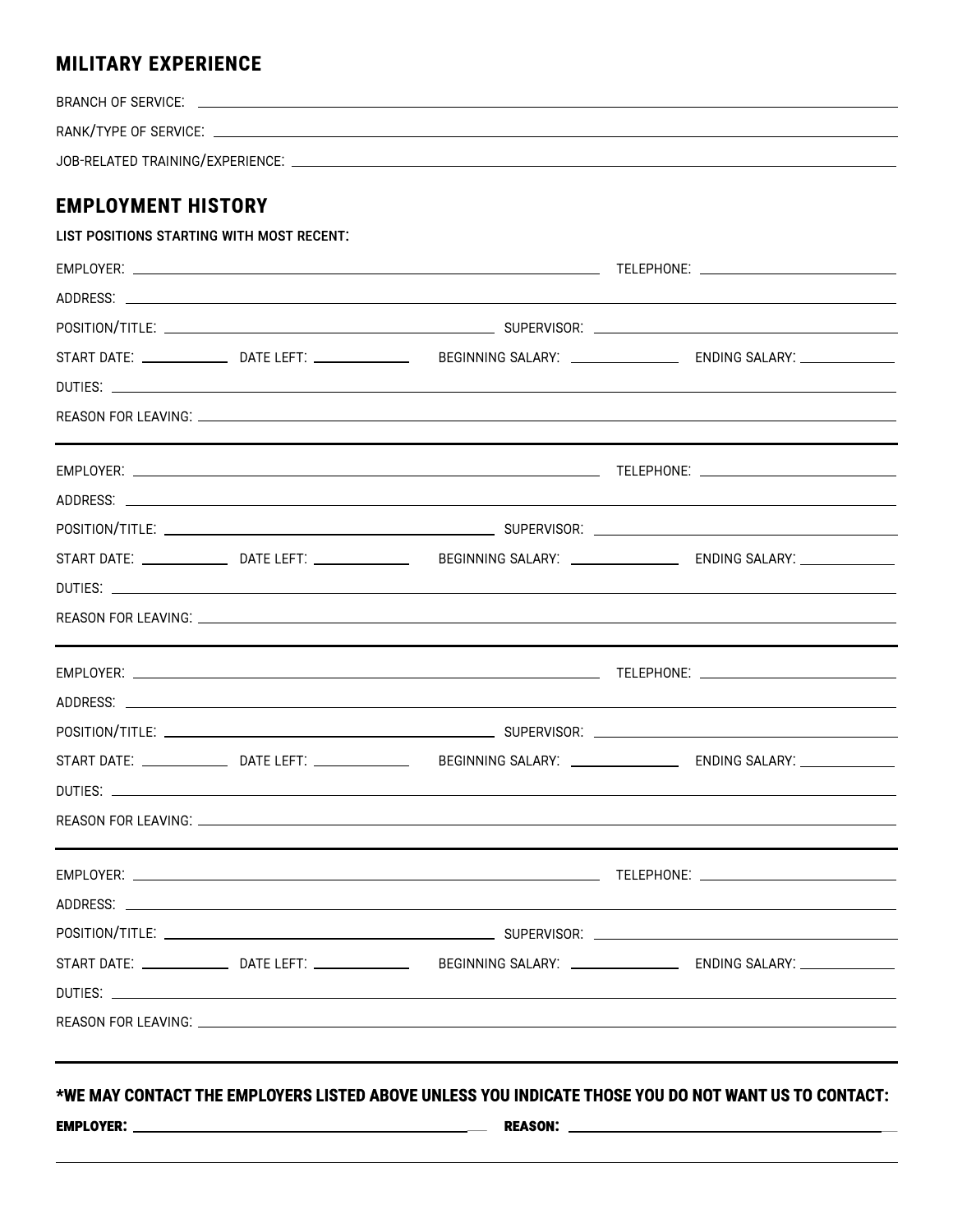## MILITARY EXPERIENCE

BRANCH OF SERVICE: \_\_\_\_\_\_\_\_\_\_\_\_\_\_\_\_\_\_\_\_\_\_\_\_\_\_\_\_\_\_

RANK/TYPE OF SERVICE: \_\_\_\_\_\_\_\_\_\_\_\_\_\_\_\_\_\_\_\_\_\_\_\_\_\_\_\_\_\_

JOB-RELATED TRAINING/EXPERIENCE: \_\_\_\_\_\_\_\_\_\_\_\_\_\_\_\_\_\_\_\_\_\_\_\_\_\_\_\_\_\_

## EMPLOYMENT HISTORY

**LIST POSITIONS STARTING WITH MOST RECENT:**

EMPLOYER: \_\_\_\_\_\_\_\_\_\_\_\_\_\_\_\_\_\_\_\_ TELEPHONE: \_\_\_\_\_\_\_\_\_\_\_\_\_\_\_\_\_\_\_\_

ADDRESS: \_\_\_\_\_\_\_\_\_\_\_\_\_\_\_\_\_\_\_\_\_\_\_\_\_\_\_\_\_\_

POSITION/TITLE: \_\_\_\_\_\_\_\_\_\_\_\_\_\_\_\_\_\_\_\_ SUPERVISOR: \_\_\_\_\_\_\_\_\_\_\_\_\_\_\_\_\_\_\_\_

START DATE: \_\_\_\_\_\_\_\_\_\_ DATE LEFT: \_\_\_\_\_\_\_\_\_\_ BEGINNING SALARY: \_\_\_\_\_\_\_\_\_\_ ENDING SALARY: \_\_\_\_\_\_\_\_\_\_

DUTIES: \_\_\_\_\_\_\_\_\_\_\_\_\_\_\_\_\_\_\_\_\_\_\_\_\_\_\_\_\_\_

REASON FOR LEAVING: \_\_\_\_\_\_\_\_\_\_\_\_\_\_\_\_\_\_\_\_\_\_\_\_\_\_\_\_\_\_

---

EMPLOYER: \_\_\_\_\_\_\_\_\_\_\_\_\_\_\_\_\_\_\_\_ TELEPHONE: \_\_\_\_\_\_\_\_\_\_\_\_\_\_\_\_\_\_\_\_

ADDRESS: \_\_\_\_\_\_\_\_\_\_\_\_\_\_\_\_\_\_\_\_\_\_\_\_\_\_\_\_\_\_

POSITION/TITLE: \_\_\_\_\_\_\_\_\_\_\_\_\_\_\_\_\_\_\_\_ SUPERVISOR: \_\_\_\_\_\_\_\_\_\_\_\_\_\_\_\_\_\_\_\_

START DATE: \_\_\_\_\_\_\_\_\_\_ DATE LEFT: \_\_\_\_\_\_\_\_\_\_ BEGINNING SALARY: \_\_\_\_\_\_\_\_\_\_ ENDING SALARY: \_\_\_\_\_\_\_\_\_\_

DUTIES: \_\_\_\_\_\_\_\_\_\_\_\_\_\_\_\_\_\_\_\_\_\_\_\_\_\_\_\_\_\_

REASON FOR LEAVING: \_\_\_\_\_\_\_\_\_\_\_\_\_\_\_\_\_\_\_\_\_\_\_\_\_\_\_\_\_\_

---

EMPLOYER: \_\_\_\_\_\_\_\_\_\_\_\_\_\_\_\_\_\_\_\_ TELEPHONE: \_\_\_\_\_\_\_\_\_\_\_\_\_\_\_\_\_\_\_\_

ADDRESS: \_\_\_\_\_\_\_\_\_\_\_\_\_\_\_\_\_\_\_\_\_\_\_\_\_\_\_\_\_\_

POSITION/TITLE: \_\_\_\_\_\_\_\_\_\_\_\_\_\_\_\_\_\_\_\_ SUPERVISOR: \_\_\_\_\_\_\_\_\_\_\_\_\_\_\_\_\_\_\_\_

START DATE: \_\_\_\_\_\_\_\_\_\_ DATE LEFT: \_\_\_\_\_\_\_\_\_\_ BEGINNING SALARY: \_\_\_\_\_\_\_\_\_\_ ENDING SALARY: \_\_\_\_\_\_\_\_\_\_

DUTIES: \_\_\_\_\_\_\_\_\_\_\_\_\_\_\_\_\_\_\_\_\_\_\_\_\_\_\_\_\_\_

REASON FOR LEAVING: \_\_\_\_\_\_\_\_\_\_\_\_\_\_\_\_\_\_\_\_\_\_\_\_\_\_\_\_\_\_

---

EMPLOYER: \_\_\_\_\_\_\_\_\_\_\_\_\_\_\_\_\_\_\_\_ TELEPHONE: \_\_\_\_\_\_\_\_\_\_\_\_\_\_\_\_\_\_\_\_

ADDRESS: \_\_\_\_\_\_\_\_\_\_\_\_\_\_\_\_\_\_\_\_\_\_\_\_\_\_\_\_\_\_

POSITION/TITLE: \_\_\_\_\_\_\_\_\_\_\_\_\_\_\_\_\_\_\_\_ SUPERVISOR: \_\_\_\_\_\_\_\_\_\_\_\_\_\_\_\_\_\_\_\_

START DATE: \_\_\_\_\_\_\_\_\_\_ DATE LEFT: \_\_\_\_\_\_\_\_\_\_ BEGINNING SALARY: \_\_\_\_\_\_\_\_\_\_ ENDING SALARY: \_\_\_\_\_\_\_\_\_\_

DUTIES: \_\_\_\_\_\_\_\_\_\_\_\_\_\_\_\_\_\_\_\_\_\_\_\_\_\_\_\_\_\_

REASON FOR LEAVING: \_\_\_\_\_\_\_\_\_\_\_\_\_\_\_\_\_\_\_\_\_\_\_\_\_\_\_\_\_\_

---

**\*WE MAY CONTACT THE EMPLOYERS LISTED ABOVE UNLESS YOU INDICATE THOSE YOU DO NOT WANT US TO CONTACT:**

**EMPLOYER:** \_\_\_\_\_\_\_\_\_\_\_\_\_\_\_\_\_\_\_\_ **REASON:** \_\_\_\_\_\_\_\_\_\_\_\_\_\_\_\_\_\_\_\_

\_\_\_\_\_\_\_\_\_\_\_\_\_\_\_\_\_\_\_\_\_\_\_\_\_\_\_\_\_\_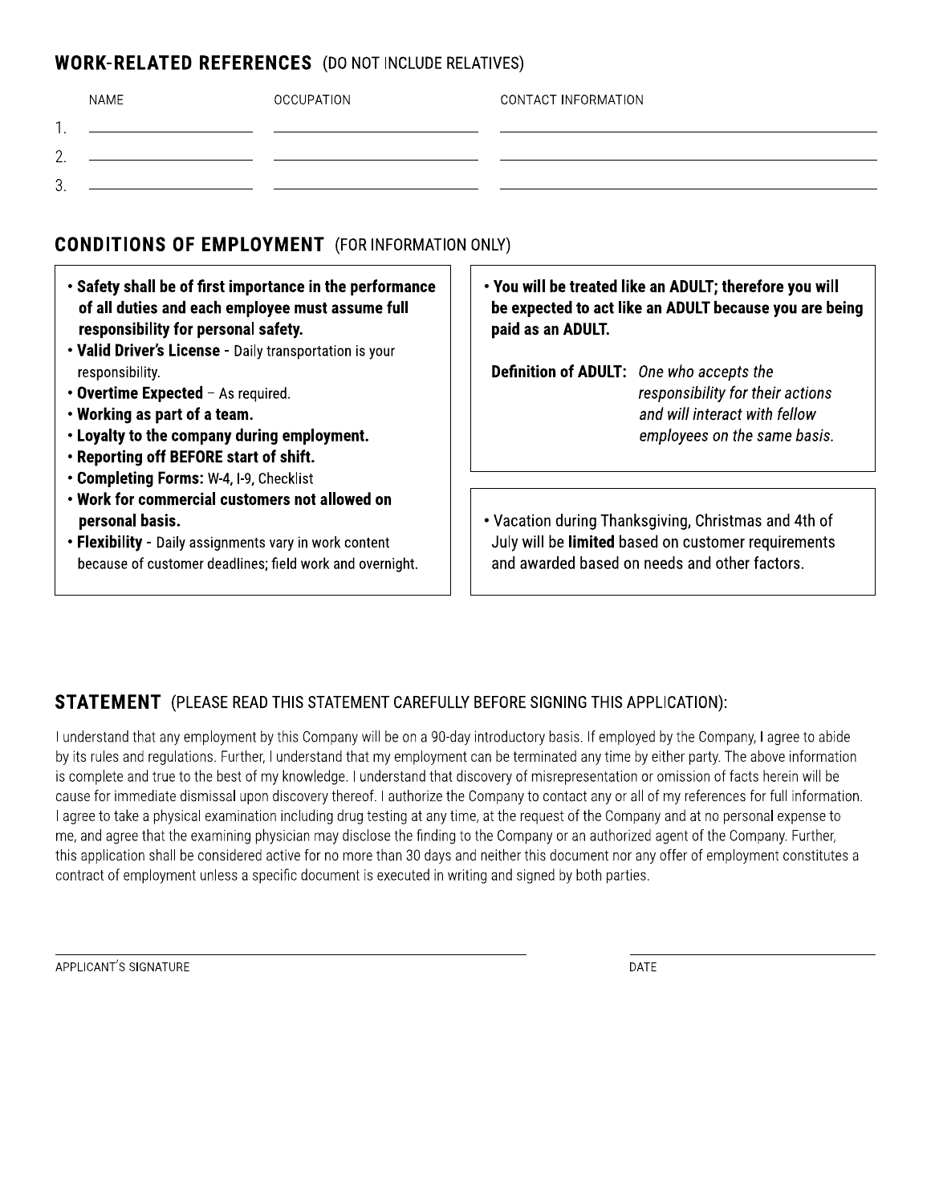## WORK-RELATED REFERENCES (DO NOT INCLUDE RELATIVES)

| | NAME | OCCUPATION | CONTACT INFORMATION |
|---|---|---|---|
| 1. | | | |
| 2. | | | |
| 3. | | | |

## CONDITIONS OF EMPLOYMENT (FOR INFORMATION ONLY)

- **Safety shall be of first importance in the performance of all duties and each employee must assume full responsibility for personal safety.**
- **Valid Driver's License** - Daily transportation is your responsibility.
- **Overtime Expected** – As required.
- **Working as part of a team.**
- **Loyalty to the company during employment.**
- **Reporting off BEFORE start of shift.**
- **Completing Forms:** W-4, I-9, Checklist
- **Work for commercial customers not allowed on personal basis.**
- **Flexibility** - Daily assignments vary in work content because of customer deadlines; field work and overnight.

- **You will be treated like an ADULT; therefore you will be expected to act like an ADULT because you are being paid as an ADULT.**

**Definition of ADULT:** *One who accepts the responsibility for their actions and will interact with fellow employees on the same basis.*

- Vacation during Thanksgiving, Christmas and 4th of July will be **limited** based on customer requirements and awarded based on needs and other factors.

## STATEMENT (PLEASE READ THIS STATEMENT CAREFULLY BEFORE SIGNING THIS APPLICATION):

I understand that any employment by this Company will be on a 90-day introductory basis. If employed by the Company, I agree to abide by its rules and regulations. Further, I understand that my employment can be terminated any time by either party. The above information is complete and true to the best of my knowledge. I understand that discovery of misrepresentation or omission of facts herein will be cause for immediate dismissal upon discovery thereof. I authorize the Company to contact any or all of my references for full information. I agree to take a physical examination including drug testing at any time, at the request of the Company and at no personal expense to me, and agree that the examining physician may disclose the finding to the Company or an authorized agent of the Company. Further, this application shall be considered active for no more than 30 days and neither this document nor any offer of employment constitutes a contract of employment unless a specific document is executed in writing and signed by both parties.

APPLICANT'S SIGNATURE ______________________

DATE ______________________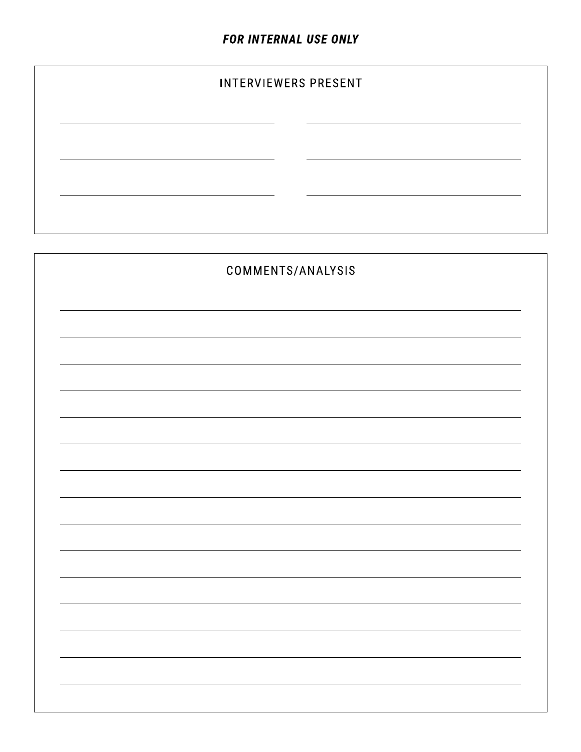***FOR INTERNAL USE ONLY***

## INTERVIEWERS PRESENT

| | |
|---|---|
| ______________________________ | ______________________________ |
| ______________________________ | ______________________________ |
| ______________________________ | ______________________________ |

## COMMENTS/ANALYSIS

______________________________________________________________________

______________________________________________________________________

______________________________________________________________________

______________________________________________________________________

______________________________________________________________________

______________________________________________________________________

______________________________________________________________________

______________________________________________________________________

______________________________________________________________________

______________________________________________________________________

______________________________________________________________________

______________________________________________________________________

______________________________________________________________________

______________________________________________________________________

______________________________________________________________________